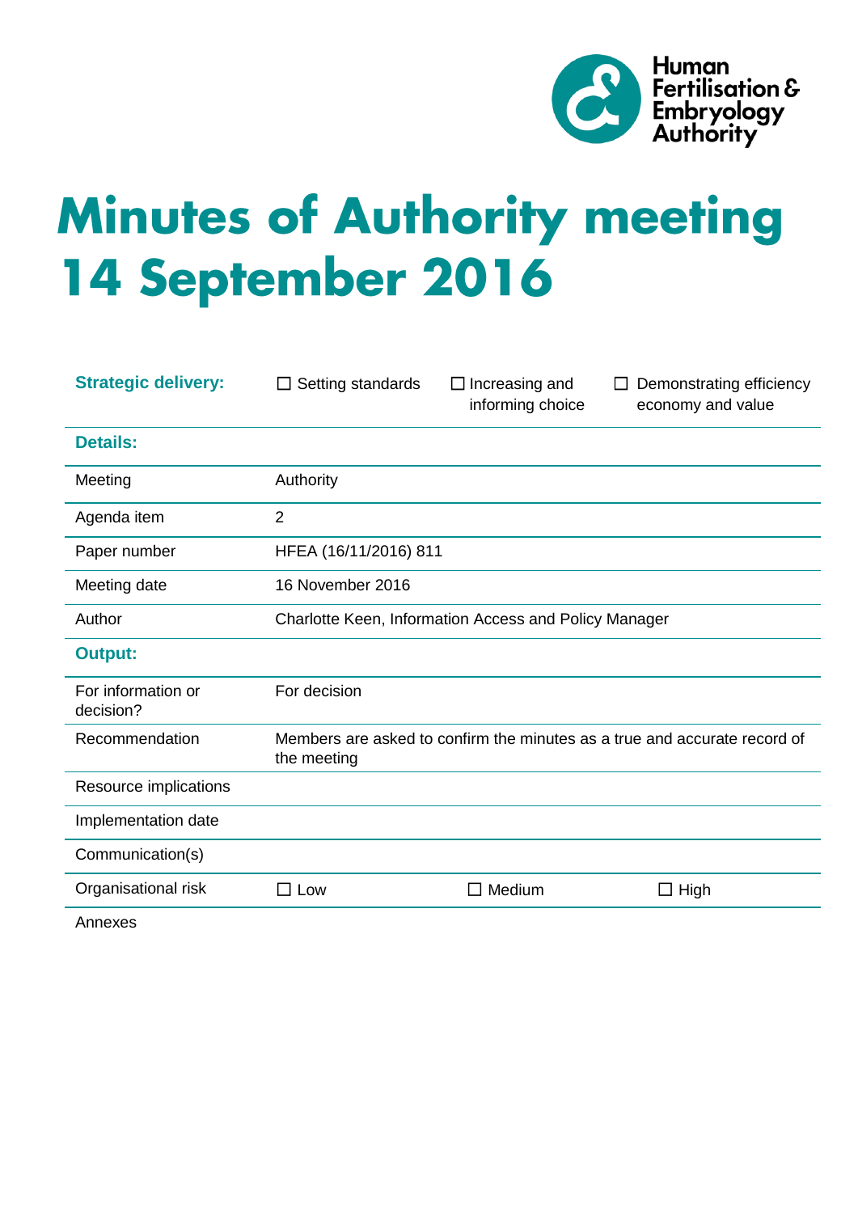Human Fertilisation & Embryology Authority

# Minutes of Authority meeting 14 September 2016

| **Strategic delivery:** | ☐ Setting standards | ☐ Increasing and informing choice | ☐ Demonstrating efficiency economy and value |
|---|---|---|---|
| **Details:** | | | |
| Meeting | Authority | | |
| Agenda item | 2 | | |
| Paper number | HFEA (16/11/2016) 811 | | |
| Meeting date | 16 November 2016 | | |
| Author | Charlotte Keen, Information Access and Policy Manager | | |
| **Output:** | | | |
| For information or decision? | For decision | | |
| Recommendation | Members are asked to confirm the minutes as a true and accurate record of the meeting | | |
| Resource implications | | | |
| Implementation date | | | |
| Communication(s) | | | |
| Organisational risk | ☐ Low | ☐ Medium | ☐ High |
| Annexes | | | |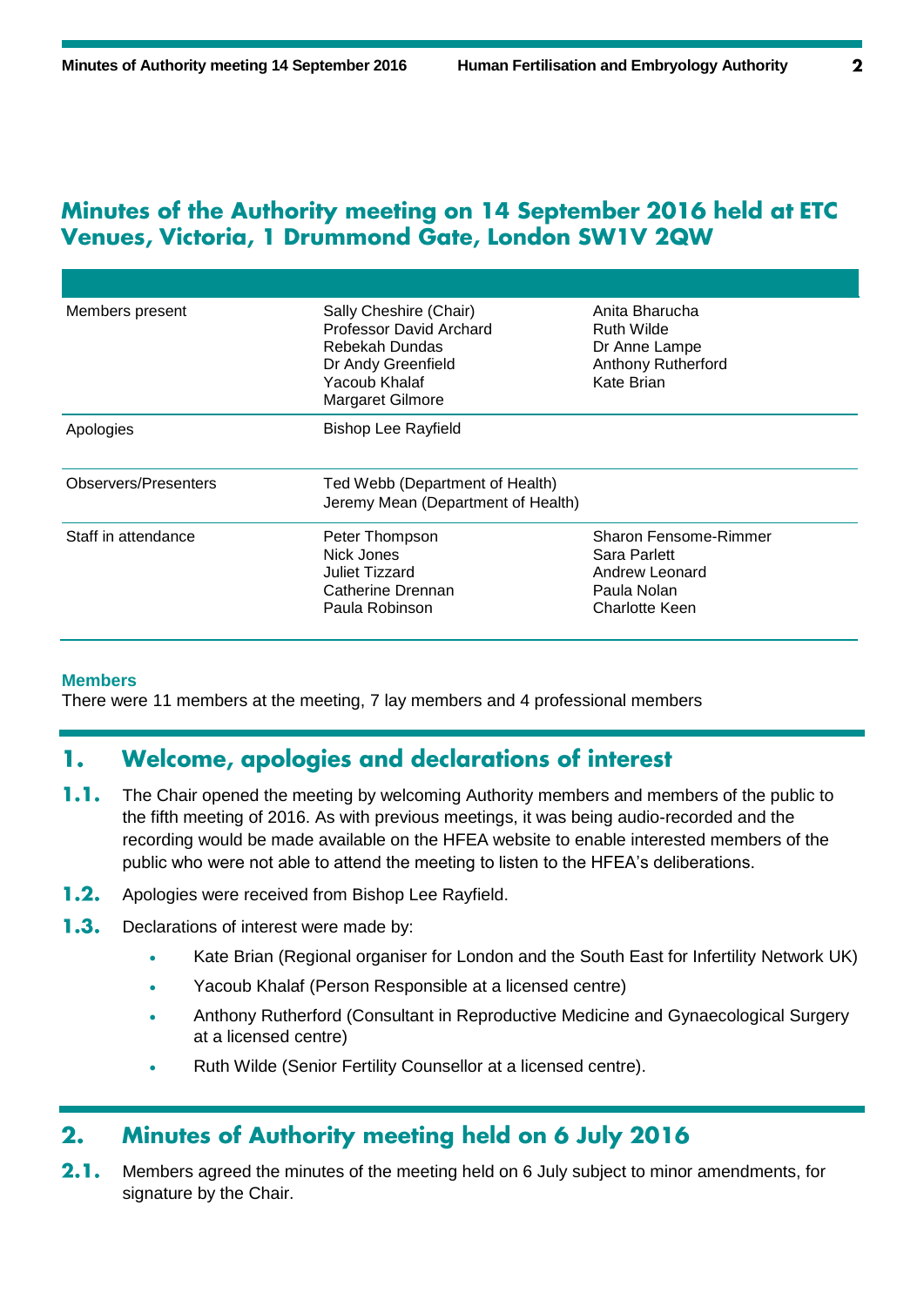# Minutes of the Authority meeting on 14 September 2016 held at ETC Venues, Victoria, 1 Drummond Gate, London SW1V 2QW

| | | |
|---|---|---|
| Members present | Sally Cheshire (Chair)<br>Professor David Archard<br>Rebekah Dundas<br>Dr Andy Greenfield<br>Yacoub Khalaf<br>Margaret Gilmore | Anita Bharucha<br>Ruth Wilde<br>Dr Anne Lampe<br>Anthony Rutherford<br>Kate Brian |
| Apologies | Bishop Lee Rayfield | |
| Observers/Presenters | Ted Webb (Department of Health)<br>Jeremy Mean (Department of Health) | |
| Staff in attendance | Peter Thompson<br>Nick Jones<br>Juliet Tizzard<br>Catherine Drennan<br>Paula Robinson | Sharon Fensome-Rimmer<br>Sara Parlett<br>Andrew Leonard<br>Paula Nolan<br>Charlotte Keen |

**Members**

There were 11 members at the meeting, 7 lay members and 4 professional members

## 1. Welcome, apologies and declarations of interest

**1.1.** The Chair opened the meeting by welcoming Authority members and members of the public to the fifth meeting of 2016. As with previous meetings, it was being audio-recorded and the recording would be made available on the HFEA website to enable interested members of the public who were not able to attend the meeting to listen to the HFEA's deliberations.

**1.2.** Apologies were received from Bishop Lee Rayfield.

**1.3.** Declarations of interest were made by:

- Kate Brian (Regional organiser for London and the South East for Infertility Network UK)
- Yacoub Khalaf (Person Responsible at a licensed centre)
- Anthony Rutherford (Consultant in Reproductive Medicine and Gynaecological Surgery at a licensed centre)
- Ruth Wilde (Senior Fertility Counsellor at a licensed centre).

## 2. Minutes of Authority meeting held on 6 July 2016

**2.1.** Members agreed the minutes of the meeting held on 6 July subject to minor amendments, for signature by the Chair.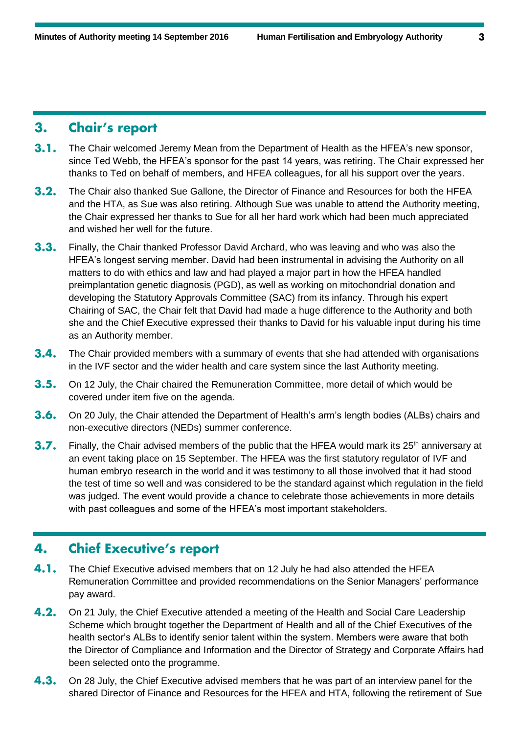## 3. Chair's report

**3.1.** The Chair welcomed Jeremy Mean from the Department of Health as the HFEA's new sponsor, since Ted Webb, the HFEA's sponsor for the past 14 years, was retiring. The Chair expressed her thanks to Ted on behalf of members, and HFEA colleagues, for all his support over the years.

**3.2.** The Chair also thanked Sue Gallone, the Director of Finance and Resources for both the HFEA and the HTA, as Sue was also retiring. Although Sue was unable to attend the Authority meeting, the Chair expressed her thanks to Sue for all her hard work which had been much appreciated and wished her well for the future.

**3.3.** Finally, the Chair thanked Professor David Archard, who was leaving and who was also the HFEA's longest serving member. David had been instrumental in advising the Authority on all matters to do with ethics and law and had played a major part in how the HFEA handled preimplantation genetic diagnosis (PGD), as well as working on mitochondrial donation and developing the Statutory Approvals Committee (SAC) from its infancy. Through his expert Chairing of SAC, the Chair felt that David had made a huge difference to the Authority and both she and the Chief Executive expressed their thanks to David for his valuable input during his time as an Authority member.

**3.4.** The Chair provided members with a summary of events that she had attended with organisations in the IVF sector and the wider health and care system since the last Authority meeting.

**3.5.** On 12 July, the Chair chaired the Remuneration Committee, more detail of which would be covered under item five on the agenda.

**3.6.** On 20 July, the Chair attended the Department of Health's arm's length bodies (ALBs) chairs and non-executive directors (NEDs) summer conference.

**3.7.** Finally, the Chair advised members of the public that the HFEA would mark its 25th anniversary at an event taking place on 15 September. The HFEA was the first statutory regulator of IVF and human embryo research in the world and it was testimony to all those involved that it had stood the test of time so well and was considered to be the standard against which regulation in the field was judged. The event would provide a chance to celebrate those achievements in more details with past colleagues and some of the HFEA's most important stakeholders.

## 4. Chief Executive's report

**4.1.** The Chief Executive advised members that on 12 July he had also attended the HFEA Remuneration Committee and provided recommendations on the Senior Managers' performance pay award.

**4.2.** On 21 July, the Chief Executive attended a meeting of the Health and Social Care Leadership Scheme which brought together the Department of Health and all of the Chief Executives of the health sector's ALBs to identify senior talent within the system. Members were aware that both the Director of Compliance and Information and the Director of Strategy and Corporate Affairs had been selected onto the programme.

**4.3.** On 28 July, the Chief Executive advised members that he was part of an interview panel for the shared Director of Finance and Resources for the HFEA and HTA, following the retirement of Sue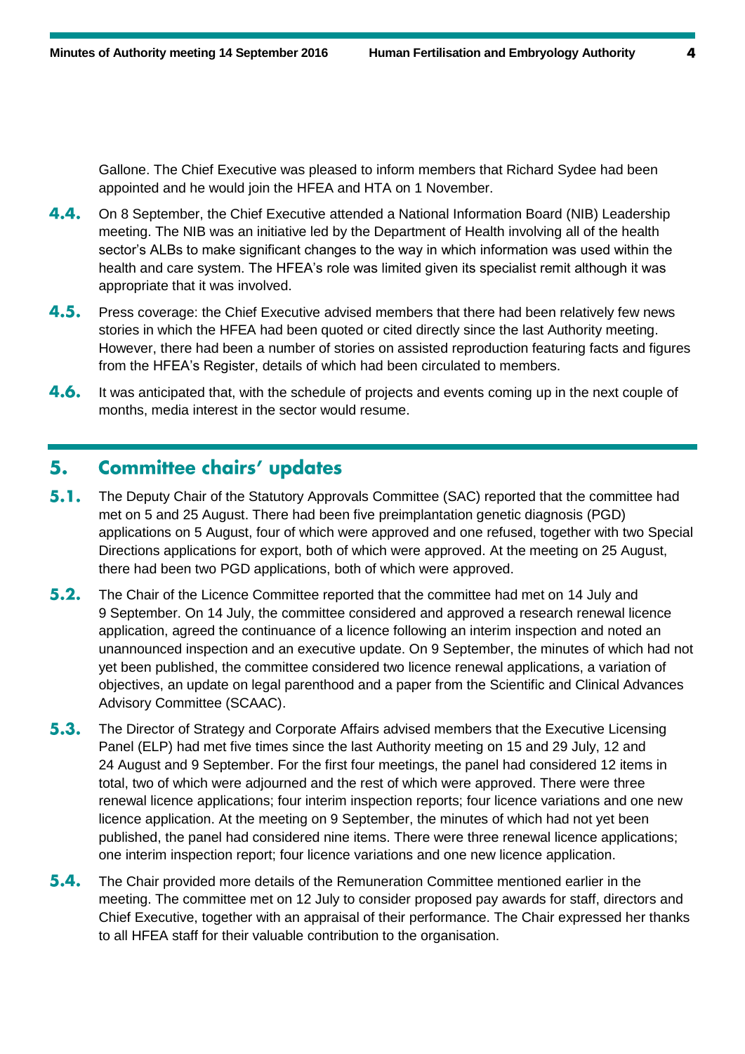Gallone. The Chief Executive was pleased to inform members that Richard Sydee had been appointed and he would join the HFEA and HTA on 1 November.

**4.4.** On 8 September, the Chief Executive attended a National Information Board (NIB) Leadership meeting. The NIB was an initiative led by the Department of Health involving all of the health sector's ALBs to make significant changes to the way in which information was used within the health and care system. The HFEA's role was limited given its specialist remit although it was appropriate that it was involved.

**4.5.** Press coverage: the Chief Executive advised members that there had been relatively few news stories in which the HFEA had been quoted or cited directly since the last Authority meeting. However, there had been a number of stories on assisted reproduction featuring facts and figures from the HFEA's Register, details of which had been circulated to members.

**4.6.** It was anticipated that, with the schedule of projects and events coming up in the next couple of months, media interest in the sector would resume.

## 5. Committee chairs' updates

**5.1.** The Deputy Chair of the Statutory Approvals Committee (SAC) reported that the committee had met on 5 and 25 August. There had been five preimplantation genetic diagnosis (PGD) applications on 5 August, four of which were approved and one refused, together with two Special Directions applications for export, both of which were approved. At the meeting on 25 August, there had been two PGD applications, both of which were approved.

**5.2.** The Chair of the Licence Committee reported that the committee had met on 14 July and 9 September. On 14 July, the committee considered and approved a research renewal licence application, agreed the continuance of a licence following an interim inspection and noted an unannounced inspection and an executive update. On 9 September, the minutes of which had not yet been published, the committee considered two licence renewal applications, a variation of objectives, an update on legal parenthood and a paper from the Scientific and Clinical Advances Advisory Committee (SCAAC).

**5.3.** The Director of Strategy and Corporate Affairs advised members that the Executive Licensing Panel (ELP) had met five times since the last Authority meeting on 15 and 29 July, 12 and 24 August and 9 September. For the first four meetings, the panel had considered 12 items in total, two of which were adjourned and the rest of which were approved. There were three renewal licence applications; four interim inspection reports; four licence variations and one new licence application. At the meeting on 9 September, the minutes of which had not yet been published, the panel had considered nine items. There were three renewal licence applications; one interim inspection report; four licence variations and one new licence application.

**5.4.** The Chair provided more details of the Remuneration Committee mentioned earlier in the meeting. The committee met on 12 July to consider proposed pay awards for staff, directors and Chief Executive, together with an appraisal of their performance. The Chair expressed her thanks to all HFEA staff for their valuable contribution to the organisation.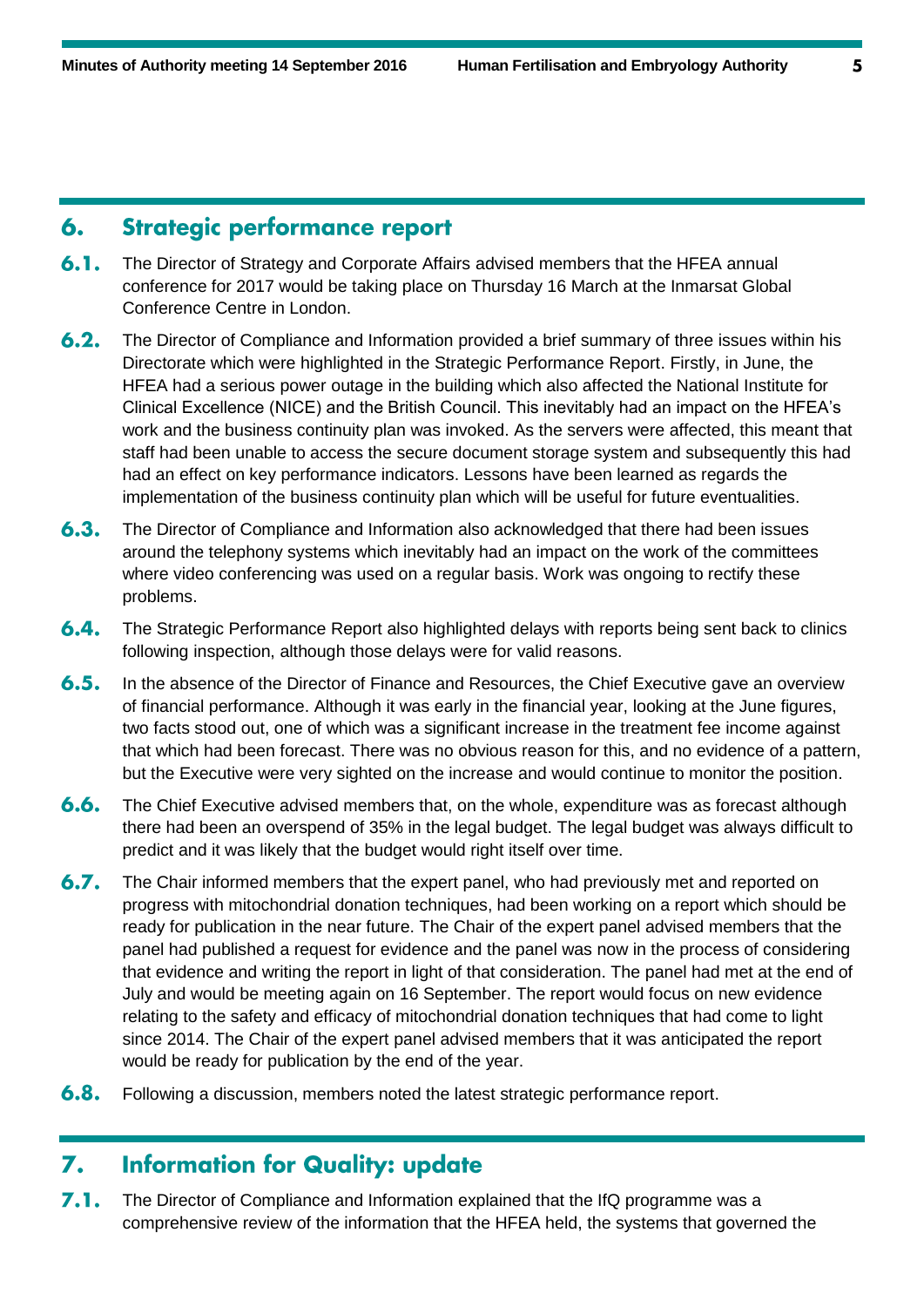## 6. Strategic performance report

**6.1.** The Director of Strategy and Corporate Affairs advised members that the HFEA annual conference for 2017 would be taking place on Thursday 16 March at the Inmarsat Global Conference Centre in London.

**6.2.** The Director of Compliance and Information provided a brief summary of three issues within his Directorate which were highlighted in the Strategic Performance Report. Firstly, in June, the HFEA had a serious power outage in the building which also affected the National Institute for Clinical Excellence (NICE) and the British Council. This inevitably had an impact on the HFEA's work and the business continuity plan was invoked. As the servers were affected, this meant that staff had been unable to access the secure document storage system and subsequently this had had an effect on key performance indicators. Lessons have been learned as regards the implementation of the business continuity plan which will be useful for future eventualities.

**6.3.** The Director of Compliance and Information also acknowledged that there had been issues around the telephony systems which inevitably had an impact on the work of the committees where video conferencing was used on a regular basis. Work was ongoing to rectify these problems.

**6.4.** The Strategic Performance Report also highlighted delays with reports being sent back to clinics following inspection, although those delays were for valid reasons.

**6.5.** In the absence of the Director of Finance and Resources, the Chief Executive gave an overview of financial performance. Although it was early in the financial year, looking at the June figures, two facts stood out, one of which was a significant increase in the treatment fee income against that which had been forecast. There was no obvious reason for this, and no evidence of a pattern, but the Executive were very sighted on the increase and would continue to monitor the position.

**6.6.** The Chief Executive advised members that, on the whole, expenditure was as forecast although there had been an overspend of 35% in the legal budget. The legal budget was always difficult to predict and it was likely that the budget would right itself over time.

**6.7.** The Chair informed members that the expert panel, who had previously met and reported on progress with mitochondrial donation techniques, had been working on a report which should be ready for publication in the near future. The Chair of the expert panel advised members that the panel had published a request for evidence and the panel was now in the process of considering that evidence and writing the report in light of that consideration. The panel had met at the end of July and would be meeting again on 16 September. The report would focus on new evidence relating to the safety and efficacy of mitochondrial donation techniques that had come to light since 2014. The Chair of the expert panel advised members that it was anticipated the report would be ready for publication by the end of the year.

**6.8.** Following a discussion, members noted the latest strategic performance report.

## 7. Information for Quality: update

**7.1.** The Director of Compliance and Information explained that the IfQ programme was a comprehensive review of the information that the HFEA held, the systems that governed the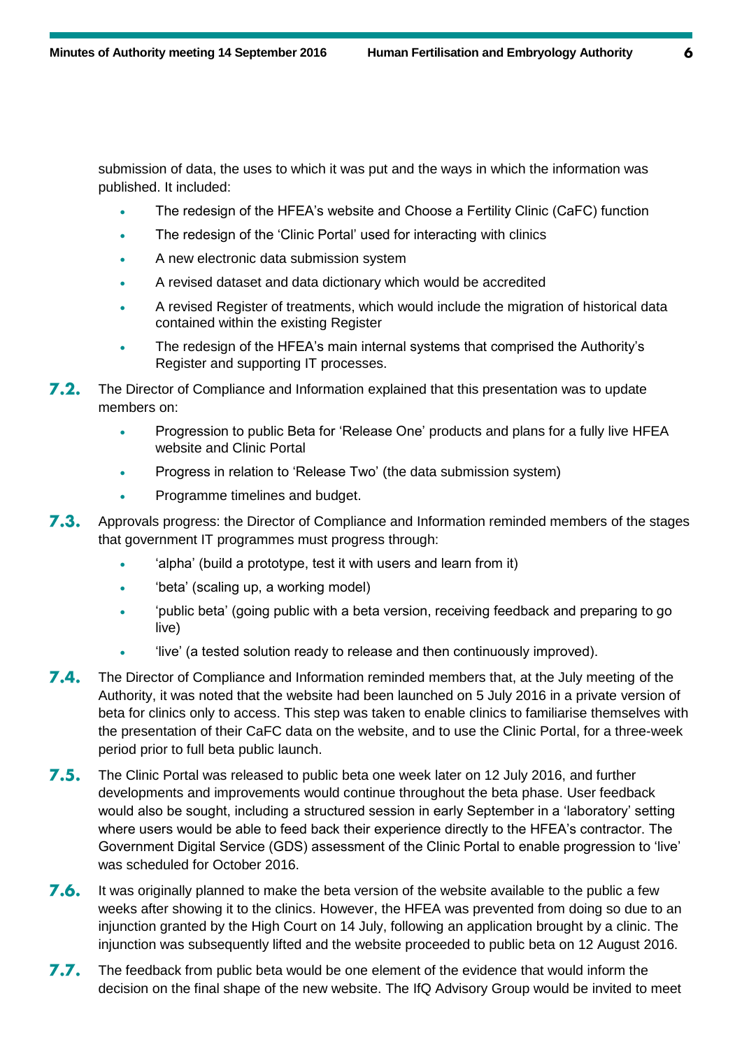submission of data, the uses to which it was put and the ways in which the information was published. It included:

- The redesign of the HFEA's website and Choose a Fertility Clinic (CaFC) function
- The redesign of the 'Clinic Portal' used for interacting with clinics
- A new electronic data submission system
- A revised dataset and data dictionary which would be accredited
- A revised Register of treatments, which would include the migration of historical data contained within the existing Register
- The redesign of the HFEA's main internal systems that comprised the Authority's Register and supporting IT processes.

**7.2.** The Director of Compliance and Information explained that this presentation was to update members on:

- Progression to public Beta for 'Release One' products and plans for a fully live HFEA website and Clinic Portal
- Progress in relation to 'Release Two' (the data submission system)
- Programme timelines and budget.

**7.3.** Approvals progress: the Director of Compliance and Information reminded members of the stages that government IT programmes must progress through:

- 'alpha' (build a prototype, test it with users and learn from it)
- 'beta' (scaling up, a working model)
- 'public beta' (going public with a beta version, receiving feedback and preparing to go live)
- 'live' (a tested solution ready to release and then continuously improved).

**7.4.** The Director of Compliance and Information reminded members that, at the July meeting of the Authority, it was noted that the website had been launched on 5 July 2016 in a private version of beta for clinics only to access. This step was taken to enable clinics to familiarise themselves with the presentation of their CaFC data on the website, and to use the Clinic Portal, for a three-week period prior to full beta public launch.

**7.5.** The Clinic Portal was released to public beta one week later on 12 July 2016, and further developments and improvements would continue throughout the beta phase. User feedback would also be sought, including a structured session in early September in a 'laboratory' setting where users would be able to feed back their experience directly to the HFEA's contractor. The Government Digital Service (GDS) assessment of the Clinic Portal to enable progression to 'live' was scheduled for October 2016.

**7.6.** It was originally planned to make the beta version of the website available to the public a few weeks after showing it to the clinics. However, the HFEA was prevented from doing so due to an injunction granted by the High Court on 14 July, following an application brought by a clinic. The injunction was subsequently lifted and the website proceeded to public beta on 12 August 2016.

**7.7.** The feedback from public beta would be one element of the evidence that would inform the decision on the final shape of the new website. The IfQ Advisory Group would be invited to meet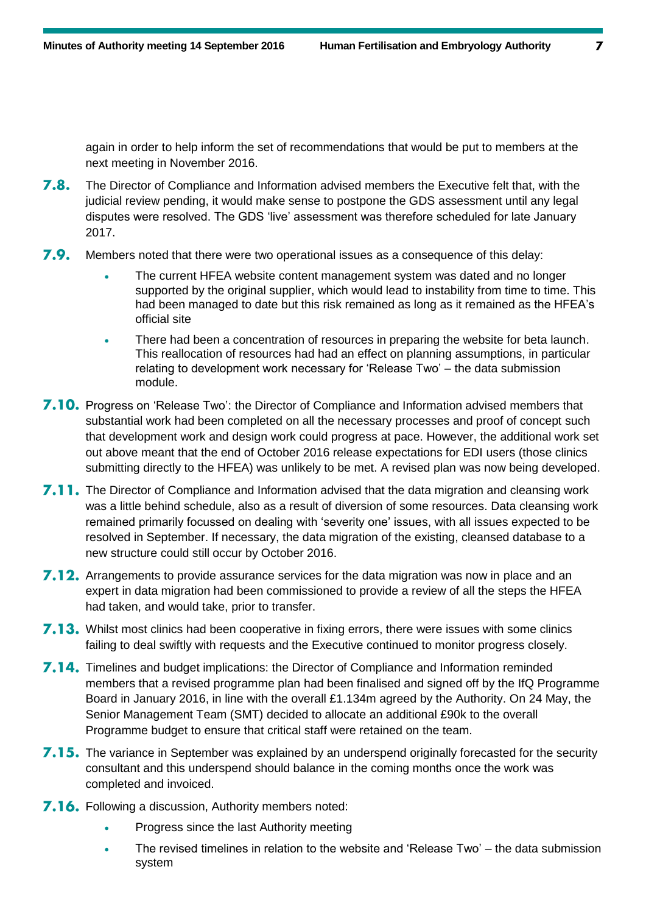again in order to help inform the set of recommendations that would be put to members at the next meeting in November 2016.

**7.8.** The Director of Compliance and Information advised members the Executive felt that, with the judicial review pending, it would make sense to postpone the GDS assessment until any legal disputes were resolved. The GDS 'live' assessment was therefore scheduled for late January 2017.

**7.9.** Members noted that there were two operational issues as a consequence of this delay:

- The current HFEA website content management system was dated and no longer supported by the original supplier, which would lead to instability from time to time. This had been managed to date but this risk remained as long as it remained as the HFEA's official site
- There had been a concentration of resources in preparing the website for beta launch. This reallocation of resources had had an effect on planning assumptions, in particular relating to development work necessary for 'Release Two' – the data submission module.

**7.10.** Progress on 'Release Two': the Director of Compliance and Information advised members that substantial work had been completed on all the necessary processes and proof of concept such that development work and design work could progress at pace. However, the additional work set out above meant that the end of October 2016 release expectations for EDI users (those clinics submitting directly to the HFEA) was unlikely to be met. A revised plan was now being developed.

**7.11.** The Director of Compliance and Information advised that the data migration and cleansing work was a little behind schedule, also as a result of diversion of some resources. Data cleansing work remained primarily focussed on dealing with 'severity one' issues, with all issues expected to be resolved in September. If necessary, the data migration of the existing, cleansed database to a new structure could still occur by October 2016.

**7.12.** Arrangements to provide assurance services for the data migration was now in place and an expert in data migration had been commissioned to provide a review of all the steps the HFEA had taken, and would take, prior to transfer.

**7.13.** Whilst most clinics had been cooperative in fixing errors, there were issues with some clinics failing to deal swiftly with requests and the Executive continued to monitor progress closely.

**7.14.** Timelines and budget implications: the Director of Compliance and Information reminded members that a revised programme plan had been finalised and signed off by the IfQ Programme Board in January 2016, in line with the overall £1.134m agreed by the Authority. On 24 May, the Senior Management Team (SMT) decided to allocate an additional £90k to the overall Programme budget to ensure that critical staff were retained on the team.

**7.15.** The variance in September was explained by an underspend originally forecasted for the security consultant and this underspend should balance in the coming months once the work was completed and invoiced.

**7.16.** Following a discussion, Authority members noted:

- Progress since the last Authority meeting
- The revised timelines in relation to the website and 'Release Two' – the data submission system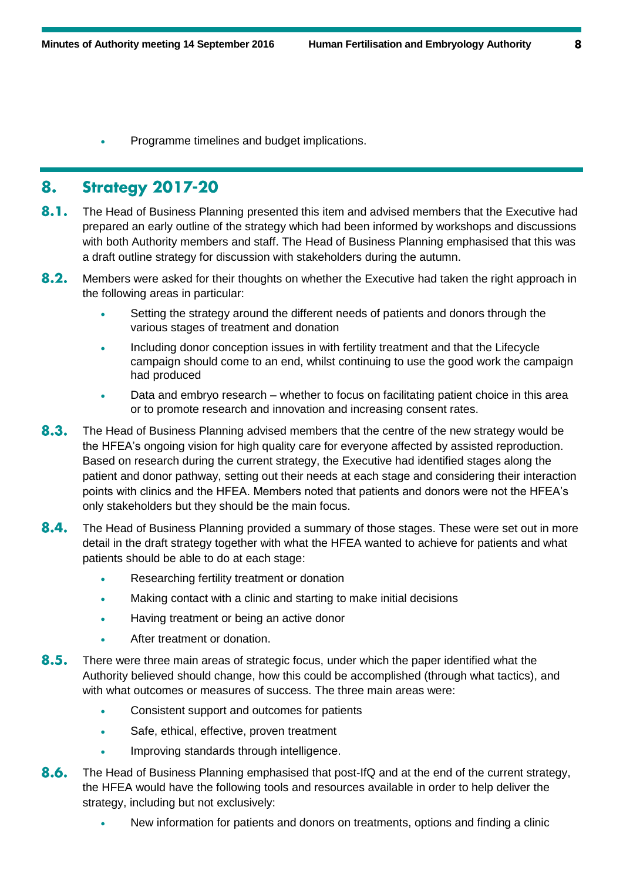- Programme timelines and budget implications.

## 8. Strategy 2017-20

**8.1.** The Head of Business Planning presented this item and advised members that the Executive had prepared an early outline of the strategy which had been informed by workshops and discussions with both Authority members and staff. The Head of Business Planning emphasised that this was a draft outline strategy for discussion with stakeholders during the autumn.

**8.2.** Members were asked for their thoughts on whether the Executive had taken the right approach in the following areas in particular:

- Setting the strategy around the different needs of patients and donors through the various stages of treatment and donation
- Including donor conception issues in with fertility treatment and that the Lifecycle campaign should come to an end, whilst continuing to use the good work the campaign had produced
- Data and embryo research – whether to focus on facilitating patient choice in this area or to promote research and innovation and increasing consent rates.

**8.3.** The Head of Business Planning advised members that the centre of the new strategy would be the HFEA's ongoing vision for high quality care for everyone affected by assisted reproduction. Based on research during the current strategy, the Executive had identified stages along the patient and donor pathway, setting out their needs at each stage and considering their interaction points with clinics and the HFEA. Members noted that patients and donors were not the HFEA's only stakeholders but they should be the main focus.

**8.4.** The Head of Business Planning provided a summary of those stages. These were set out in more detail in the draft strategy together with what the HFEA wanted to achieve for patients and what patients should be able to do at each stage:

- Researching fertility treatment or donation
- Making contact with a clinic and starting to make initial decisions
- Having treatment or being an active donor
- After treatment or donation.

**8.5.** There were three main areas of strategic focus, under which the paper identified what the Authority believed should change, how this could be accomplished (through what tactics), and with what outcomes or measures of success. The three main areas were:

- Consistent support and outcomes for patients
- Safe, ethical, effective, proven treatment
- Improving standards through intelligence.

**8.6.** The Head of Business Planning emphasised that post-IfQ and at the end of the current strategy, the HFEA would have the following tools and resources available in order to help deliver the strategy, including but not exclusively:

- New information for patients and donors on treatments, options and finding a clinic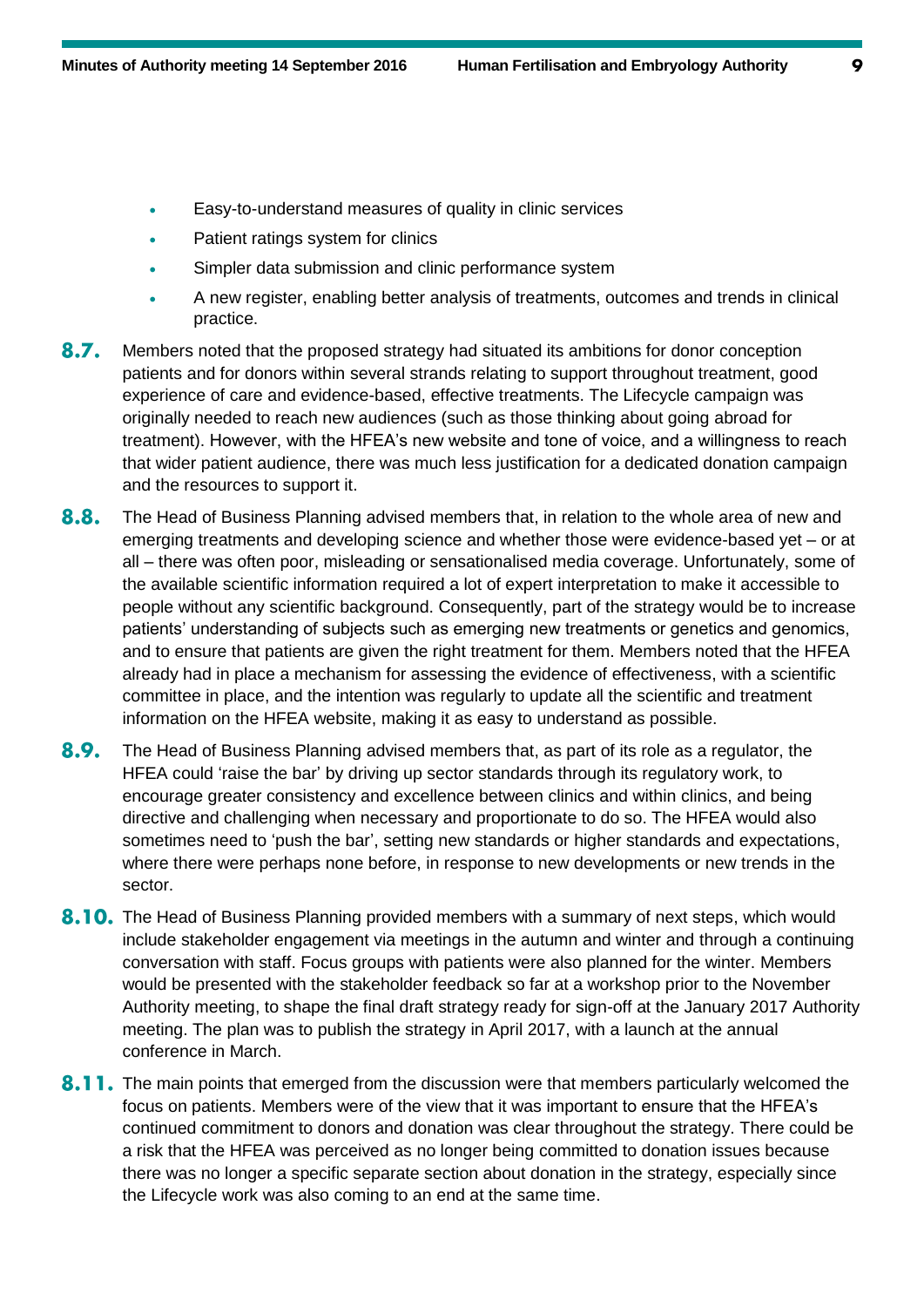- Easy-to-understand measures of quality in clinic services
- Patient ratings system for clinics
- Simpler data submission and clinic performance system
- A new register, enabling better analysis of treatments, outcomes and trends in clinical practice.

**8.7.** Members noted that the proposed strategy had situated its ambitions for donor conception patients and for donors within several strands relating to support throughout treatment, good experience of care and evidence-based, effective treatments. The Lifecycle campaign was originally needed to reach new audiences (such as those thinking about going abroad for treatment). However, with the HFEA's new website and tone of voice, and a willingness to reach that wider patient audience, there was much less justification for a dedicated donation campaign and the resources to support it.

**8.8.** The Head of Business Planning advised members that, in relation to the whole area of new and emerging treatments and developing science and whether those were evidence-based yet – or at all – there was often poor, misleading or sensationalised media coverage. Unfortunately, some of the available scientific information required a lot of expert interpretation to make it accessible to people without any scientific background. Consequently, part of the strategy would be to increase patients' understanding of subjects such as emerging new treatments or genetics and genomics, and to ensure that patients are given the right treatment for them. Members noted that the HFEA already had in place a mechanism for assessing the evidence of effectiveness, with a scientific committee in place, and the intention was regularly to update all the scientific and treatment information on the HFEA website, making it as easy to understand as possible.

**8.9.** The Head of Business Planning advised members that, as part of its role as a regulator, the HFEA could 'raise the bar' by driving up sector standards through its regulatory work, to encourage greater consistency and excellence between clinics and within clinics, and being directive and challenging when necessary and proportionate to do so. The HFEA would also sometimes need to 'push the bar', setting new standards or higher standards and expectations, where there were perhaps none before, in response to new developments or new trends in the sector.

**8.10.** The Head of Business Planning provided members with a summary of next steps, which would include stakeholder engagement via meetings in the autumn and winter and through a continuing conversation with staff. Focus groups with patients were also planned for the winter. Members would be presented with the stakeholder feedback so far at a workshop prior to the November Authority meeting, to shape the final draft strategy ready for sign-off at the January 2017 Authority meeting. The plan was to publish the strategy in April 2017, with a launch at the annual conference in March.

**8.11.** The main points that emerged from the discussion were that members particularly welcomed the focus on patients. Members were of the view that it was important to ensure that the HFEA's continued commitment to donors and donation was clear throughout the strategy. There could be a risk that the HFEA was perceived as no longer being committed to donation issues because there was no longer a specific separate section about donation in the strategy, especially since the Lifecycle work was also coming to an end at the same time.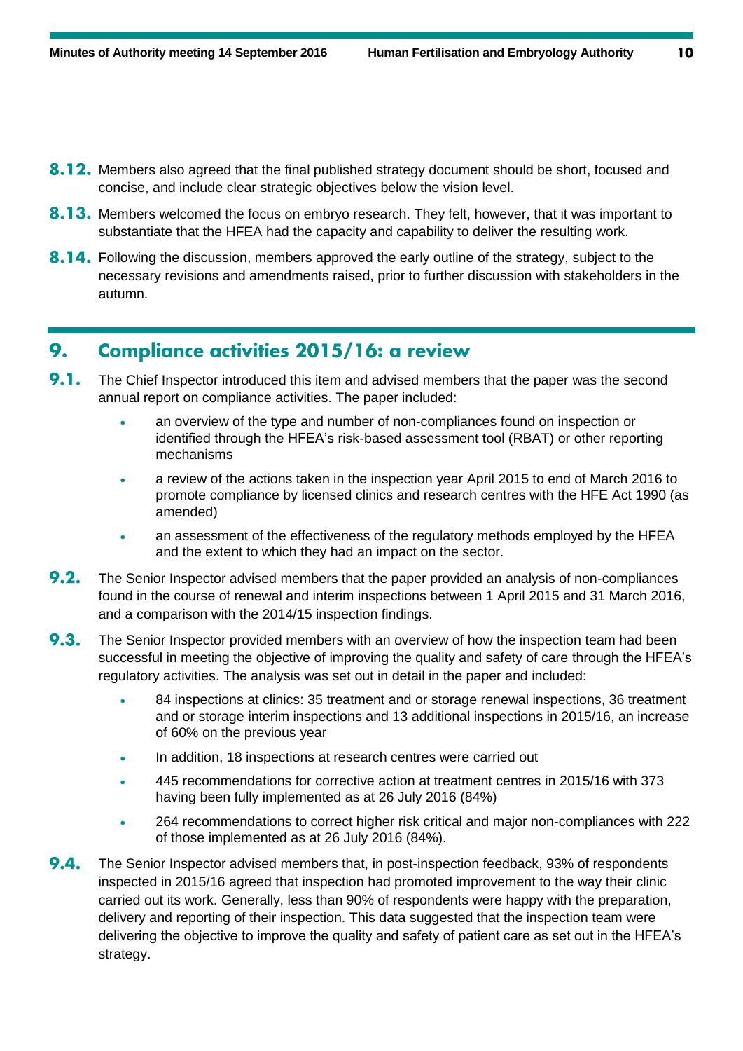**8.12.** Members also agreed that the final published strategy document should be short, focused and concise, and include clear strategic objectives below the vision level.

**8.13.** Members welcomed the focus on embryo research. They felt, however, that it was important to substantiate that the HFEA had the capacity and capability to deliver the resulting work.

**8.14.** Following the discussion, members approved the early outline of the strategy, subject to the necessary revisions and amendments raised, prior to further discussion with stakeholders in the autumn.

## 9. Compliance activities 2015/16: a review

**9.1.** The Chief Inspector introduced this item and advised members that the paper was the second annual report on compliance activities. The paper included:

- an overview of the type and number of non-compliances found on inspection or identified through the HFEA's risk-based assessment tool (RBAT) or other reporting mechanisms
- a review of the actions taken in the inspection year April 2015 to end of March 2016 to promote compliance by licensed clinics and research centres with the HFE Act 1990 (as amended)
- an assessment of the effectiveness of the regulatory methods employed by the HFEA and the extent to which they had an impact on the sector.

**9.2.** The Senior Inspector advised members that the paper provided an analysis of non-compliances found in the course of renewal and interim inspections between 1 April 2015 and 31 March 2016, and a comparison with the 2014/15 inspection findings.

**9.3.** The Senior Inspector provided members with an overview of how the inspection team had been successful in meeting the objective of improving the quality and safety of care through the HFEA's regulatory activities. The analysis was set out in detail in the paper and included:

- 84 inspections at clinics: 35 treatment and or storage renewal inspections, 36 treatment and or storage interim inspections and 13 additional inspections in 2015/16, an increase of 60% on the previous year
- In addition, 18 inspections at research centres were carried out
- 445 recommendations for corrective action at treatment centres in 2015/16 with 373 having been fully implemented as at 26 July 2016 (84%)
- 264 recommendations to correct higher risk critical and major non-compliances with 222 of those implemented as at 26 July 2016 (84%).

**9.4.** The Senior Inspector advised members that, in post-inspection feedback, 93% of respondents inspected in 2015/16 agreed that inspection had promoted improvement to the way their clinic carried out its work. Generally, less than 90% of respondents were happy with the preparation, delivery and reporting of their inspection. This data suggested that the inspection team were delivering the objective to improve the quality and safety of patient care as set out in the HFEA's strategy.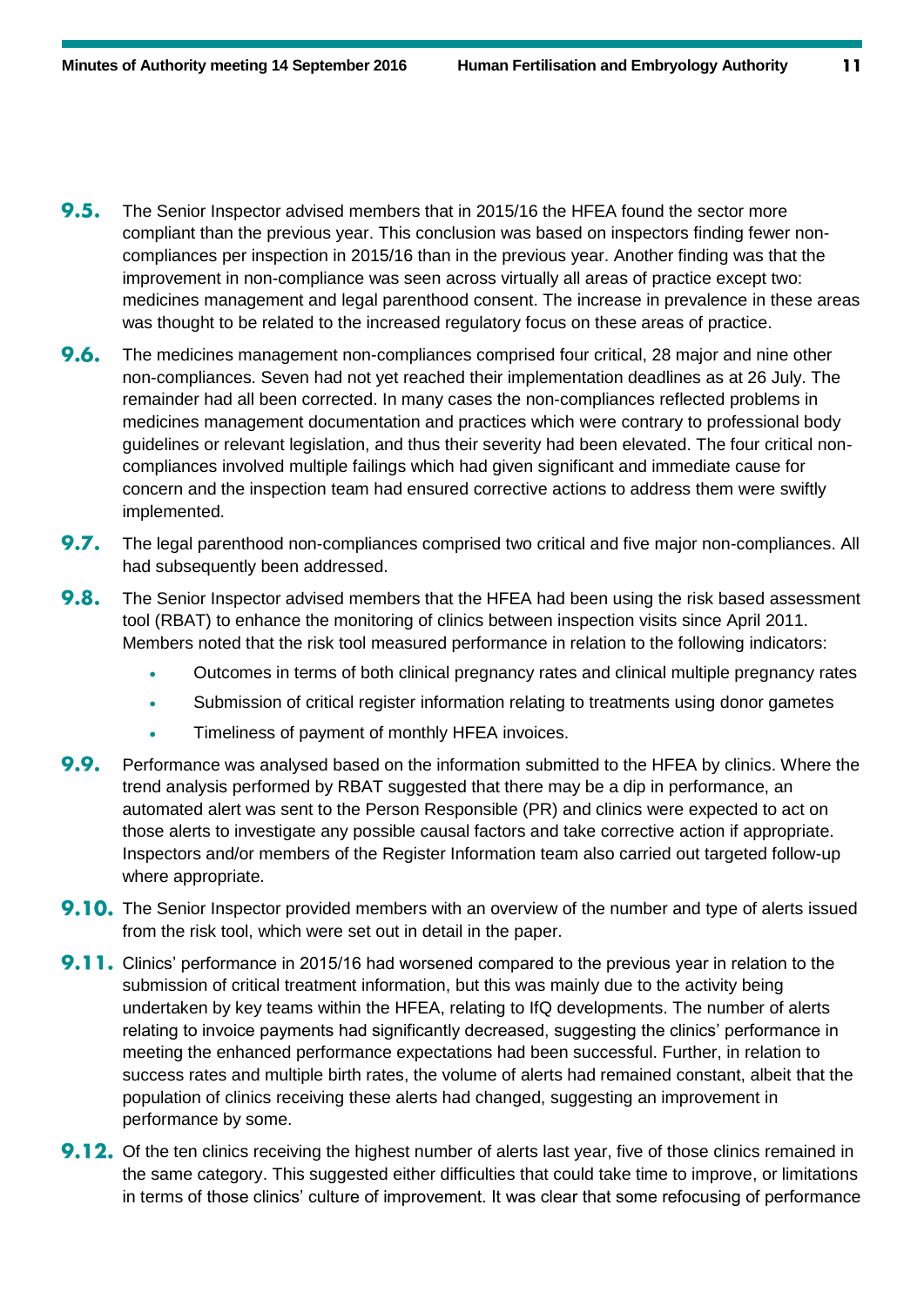**9.5.** The Senior Inspector advised members that in 2015/16 the HFEA found the sector more compliant than the previous year. This conclusion was based on inspectors finding fewer non-compliances per inspection in 2015/16 than in the previous year. Another finding was that the improvement in non-compliance was seen across virtually all areas of practice except two: medicines management and legal parenthood consent. The increase in prevalence in these areas was thought to be related to the increased regulatory focus on these areas of practice.

**9.6.** The medicines management non-compliances comprised four critical, 28 major and nine other non-compliances. Seven had not yet reached their implementation deadlines as at 26 July. The remainder had all been corrected. In many cases the non-compliances reflected problems in medicines management documentation and practices which were contrary to professional body guidelines or relevant legislation, and thus their severity had been elevated. The four critical non-compliances involved multiple failings which had given significant and immediate cause for concern and the inspection team had ensured corrective actions to address them were swiftly implemented.

**9.7.** The legal parenthood non-compliances comprised two critical and five major non-compliances. All had subsequently been addressed.

**9.8.** The Senior Inspector advised members that the HFEA had been using the risk based assessment tool (RBAT) to enhance the monitoring of clinics between inspection visits since April 2011. Members noted that the risk tool measured performance in relation to the following indicators:

- Outcomes in terms of both clinical pregnancy rates and clinical multiple pregnancy rates
- Submission of critical register information relating to treatments using donor gametes
- Timeliness of payment of monthly HFEA invoices.

**9.9.** Performance was analysed based on the information submitted to the HFEA by clinics. Where the trend analysis performed by RBAT suggested that there may be a dip in performance, an automated alert was sent to the Person Responsible (PR) and clinics were expected to act on those alerts to investigate any possible causal factors and take corrective action if appropriate. Inspectors and/or members of the Register Information team also carried out targeted follow-up where appropriate.

**9.10.** The Senior Inspector provided members with an overview of the number and type of alerts issued from the risk tool, which were set out in detail in the paper.

**9.11.** Clinics' performance in 2015/16 had worsened compared to the previous year in relation to the submission of critical treatment information, but this was mainly due to the activity being undertaken by key teams within the HFEA, relating to IfQ developments. The number of alerts relating to invoice payments had significantly decreased, suggesting the clinics' performance in meeting the enhanced performance expectations had been successful. Further, in relation to success rates and multiple birth rates, the volume of alerts had remained constant, albeit that the population of clinics receiving these alerts had changed, suggesting an improvement in performance by some.

**9.12.** Of the ten clinics receiving the highest number of alerts last year, five of those clinics remained in the same category. This suggested either difficulties that could take time to improve, or limitations in terms of those clinics' culture of improvement. It was clear that some refocusing of performance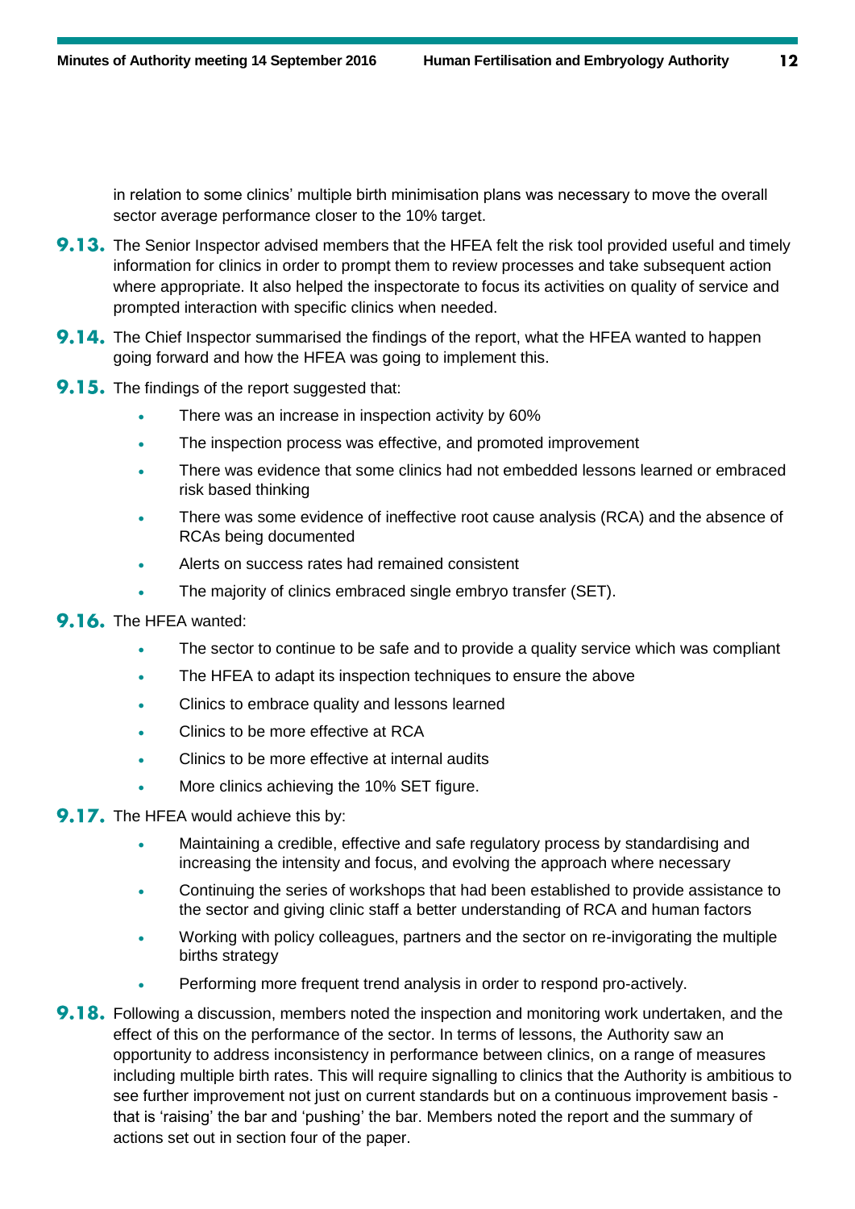in relation to some clinics' multiple birth minimisation plans was necessary to move the overall sector average performance closer to the 10% target.

**9.13.** The Senior Inspector advised members that the HFEA felt the risk tool provided useful and timely information for clinics in order to prompt them to review processes and take subsequent action where appropriate. It also helped the inspectorate to focus its activities on quality of service and prompted interaction with specific clinics when needed.

**9.14.** The Chief Inspector summarised the findings of the report, what the HFEA wanted to happen going forward and how the HFEA was going to implement this.

**9.15.** The findings of the report suggested that:

- There was an increase in inspection activity by 60%
- The inspection process was effective, and promoted improvement
- There was evidence that some clinics had not embedded lessons learned or embraced risk based thinking
- There was some evidence of ineffective root cause analysis (RCA) and the absence of RCAs being documented
- Alerts on success rates had remained consistent
- The majority of clinics embraced single embryo transfer (SET).

**9.16.** The HFEA wanted:

- The sector to continue to be safe and to provide a quality service which was compliant
- The HFEA to adapt its inspection techniques to ensure the above
- Clinics to embrace quality and lessons learned
- Clinics to be more effective at RCA
- Clinics to be more effective at internal audits
- More clinics achieving the 10% SET figure.

**9.17.** The HFEA would achieve this by:

- Maintaining a credible, effective and safe regulatory process by standardising and increasing the intensity and focus, and evolving the approach where necessary
- Continuing the series of workshops that had been established to provide assistance to the sector and giving clinic staff a better understanding of RCA and human factors
- Working with policy colleagues, partners and the sector on re-invigorating the multiple births strategy
- Performing more frequent trend analysis in order to respond pro-actively.

**9.18.** Following a discussion, members noted the inspection and monitoring work undertaken, and the effect of this on the performance of the sector. In terms of lessons, the Authority saw an opportunity to address inconsistency in performance between clinics, on a range of measures including multiple birth rates. This will require signalling to clinics that the Authority is ambitious to see further improvement not just on current standards but on a continuous improvement basis - that is 'raising' the bar and 'pushing' the bar. Members noted the report and the summary of actions set out in section four of the paper.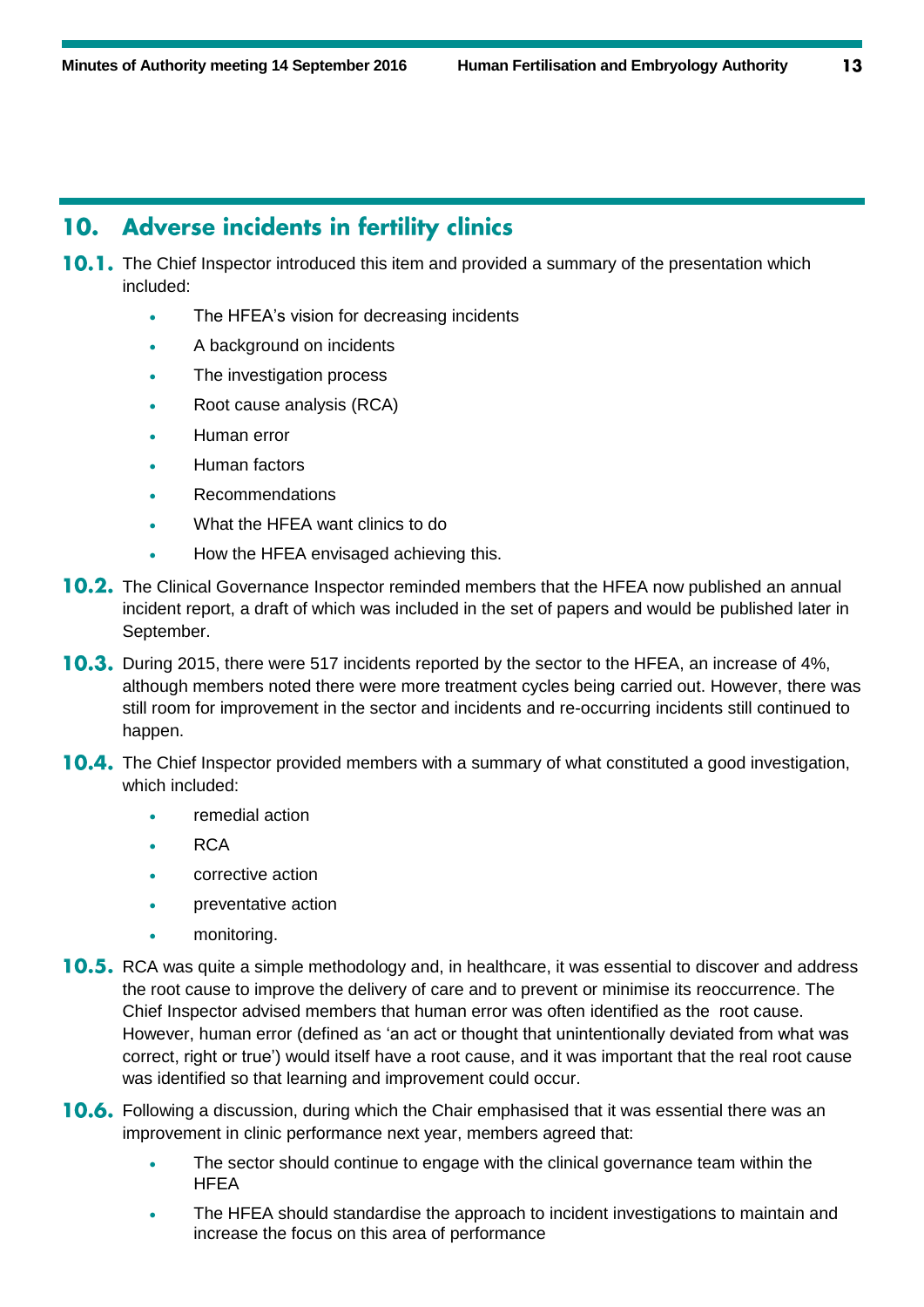## 10. Adverse incidents in fertility clinics

**10.1.** The Chief Inspector introduced this item and provided a summary of the presentation which included:

- The HFEA's vision for decreasing incidents
- A background on incidents
- The investigation process
- Root cause analysis (RCA)
- Human error
- Human factors
- Recommendations
- What the HFEA want clinics to do
- How the HFEA envisaged achieving this.

**10.2.** The Clinical Governance Inspector reminded members that the HFEA now published an annual incident report, a draft of which was included in the set of papers and would be published later in September.

**10.3.** During 2015, there were 517 incidents reported by the sector to the HFEA, an increase of 4%, although members noted there were more treatment cycles being carried out. However, there was still room for improvement in the sector and incidents and re-occurring incidents still continued to happen.

**10.4.** The Chief Inspector provided members with a summary of what constituted a good investigation, which included:

- remedial action
- RCA
- corrective action
- preventative action
- monitoring.

**10.5.** RCA was quite a simple methodology and, in healthcare, it was essential to discover and address the root cause to improve the delivery of care and to prevent or minimise its reoccurrence. The Chief Inspector advised members that human error was often identified as the root cause. However, human error (defined as 'an act or thought that unintentionally deviated from what was correct, right or true') would itself have a root cause, and it was important that the real root cause was identified so that learning and improvement could occur.

**10.6.** Following a discussion, during which the Chair emphasised that it was essential there was an improvement in clinic performance next year, members agreed that:

- The sector should continue to engage with the clinical governance team within the HFEA
- The HFEA should standardise the approach to incident investigations to maintain and increase the focus on this area of performance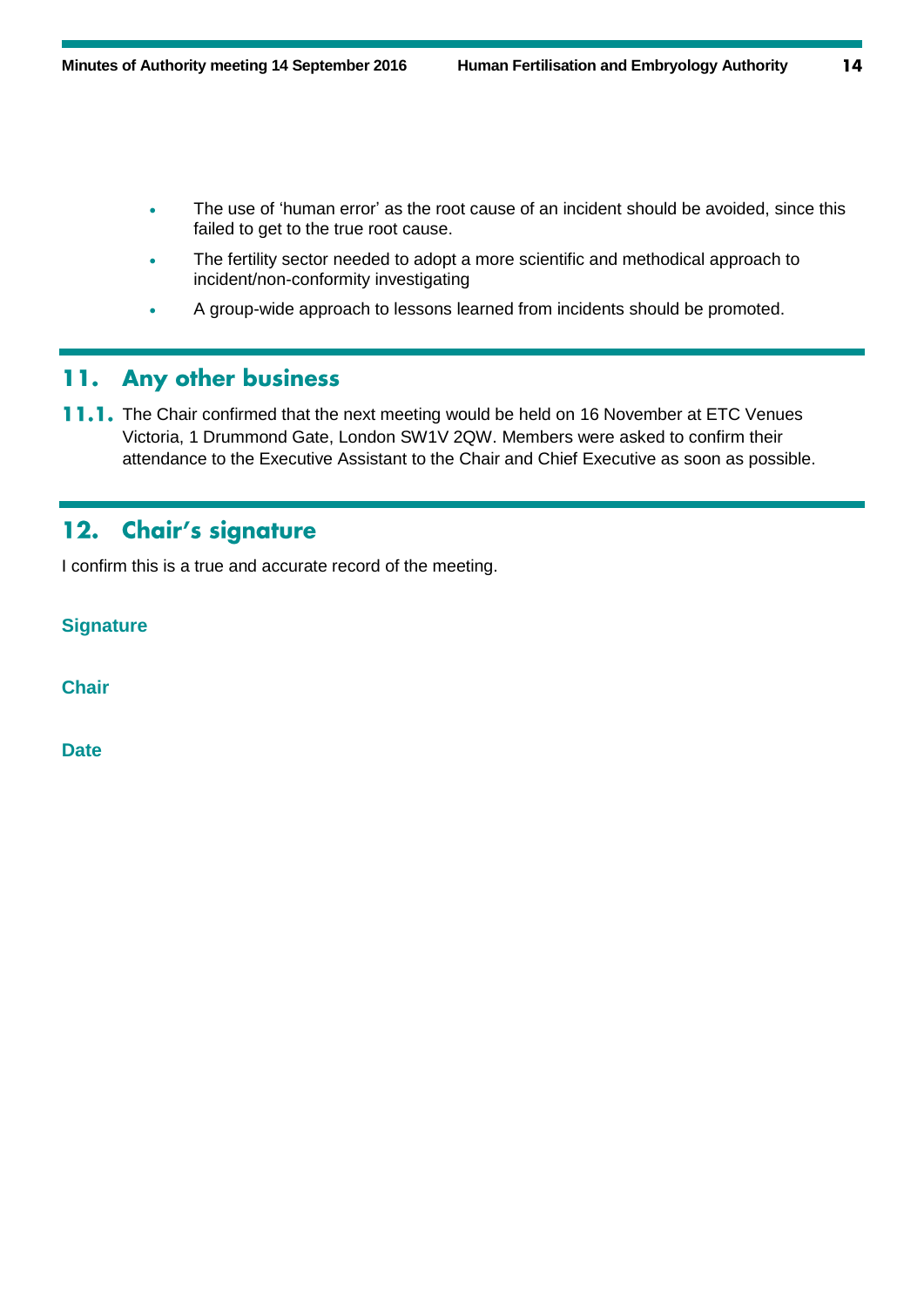- The use of 'human error' as the root cause of an incident should be avoided, since this failed to get to the true root cause.
- The fertility sector needed to adopt a more scientific and methodical approach to incident/non-conformity investigating
- A group-wide approach to lessons learned from incidents should be promoted.

## 11. Any other business

**11.1.** The Chair confirmed that the next meeting would be held on 16 November at ETC Venues Victoria, 1 Drummond Gate, London SW1V 2QW. Members were asked to confirm their attendance to the Executive Assistant to the Chair and Chief Executive as soon as possible.

## 12. Chair's signature

I confirm this is a true and accurate record of the meeting.

**Signature**

**Chair**

**Date**